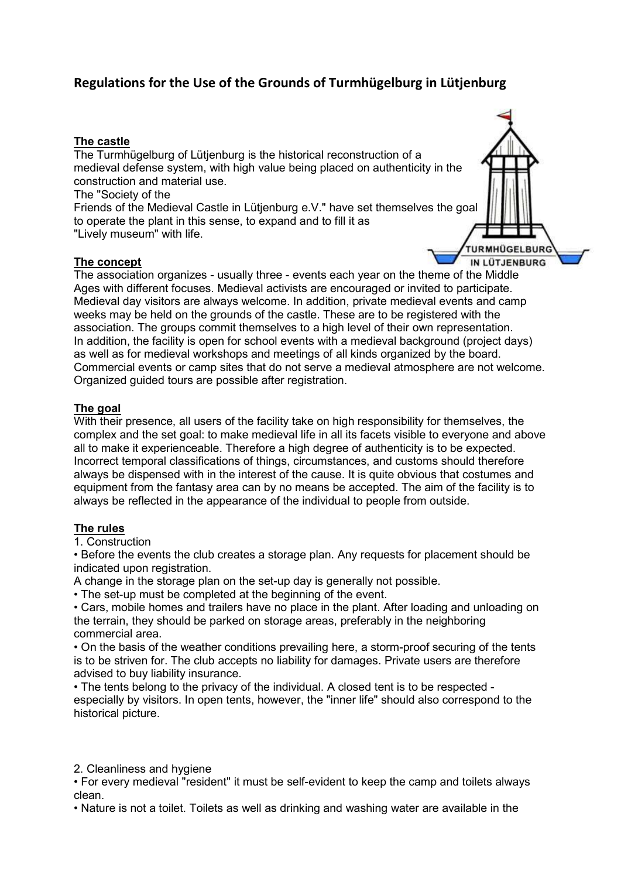## Regulations for the Use of the Grounds of Turmhügelburg in Lütjenburg

**The castle**

The Turmhügelburg of Lütjenburg is the historical reconstruction of a medieval defense system, with high value being placed on authenticity in the construction and material use.

The "Society of the Friends of the Medieval Castle in Lütjenburg e.V." have set themselves the goal to operate the plant in this sense, to expand and to fill it as "Lively museum" with life.

**The concept**

The association organizes - usually three - events each year on the theme of the Middle Ages with different focuses. Medieval activists are encouraged or invited to participate. Medieval day visitors are always welcome. In addition, private medieval events and camp weeks may be held on the grounds of the castle. These are to be registered with the association. The groups commit themselves to a high level of their own representation. In addition, the facility is open for school events with a medieval background (project days) as well as for medieval workshops and meetings of all kinds organized by the board. Commercial events or camp sites that do not serve a medieval atmosphere are not welcome. Organized guided tours are possible after registration.

**The goal**

With their presence, all users of the facility take on high responsibility for themselves, the complex and the set goal: to make medieval life in all its facets visible to everyone and above all to make it experienceable. Therefore a high degree of authenticity is to be expected. Incorrect temporal classifications of things, circumstances, and customs should therefore always be dispensed with in the interest of the cause. It is quite obvious that costumes and equipment from the fantasy area can by no means be accepted. The aim of the facility is to always be reflected in the appearance of the individual to people from outside.

**The rules**

1. Construction

- Before the events the club creates a storage plan. Any requests for placement should be indicated upon registration.
  A change in the storage plan on the set-up day is generally not possible.
- The set-up must be completed at the beginning of the event.
- Cars, mobile homes and trailers have no place in the plant. After loading and unloading on the terrain, they should be parked on storage areas, preferably in the neighboring commercial area.
- On the basis of the weather conditions prevailing here, a storm-proof securing of the tents is to be striven for. The club accepts no liability for damages. Private users are therefore advised to buy liability insurance.
- The tents belong to the privacy of the individual. A closed tent is to be respected - especially by visitors. In open tents, however, the "inner life" should also correspond to the historical picture.

2. Cleanliness and hygiene

- For every medieval "resident" it must be self-evident to keep the camp and toilets always clean.
- Nature is not a toilet. Toilets as well as drinking and washing water are available in the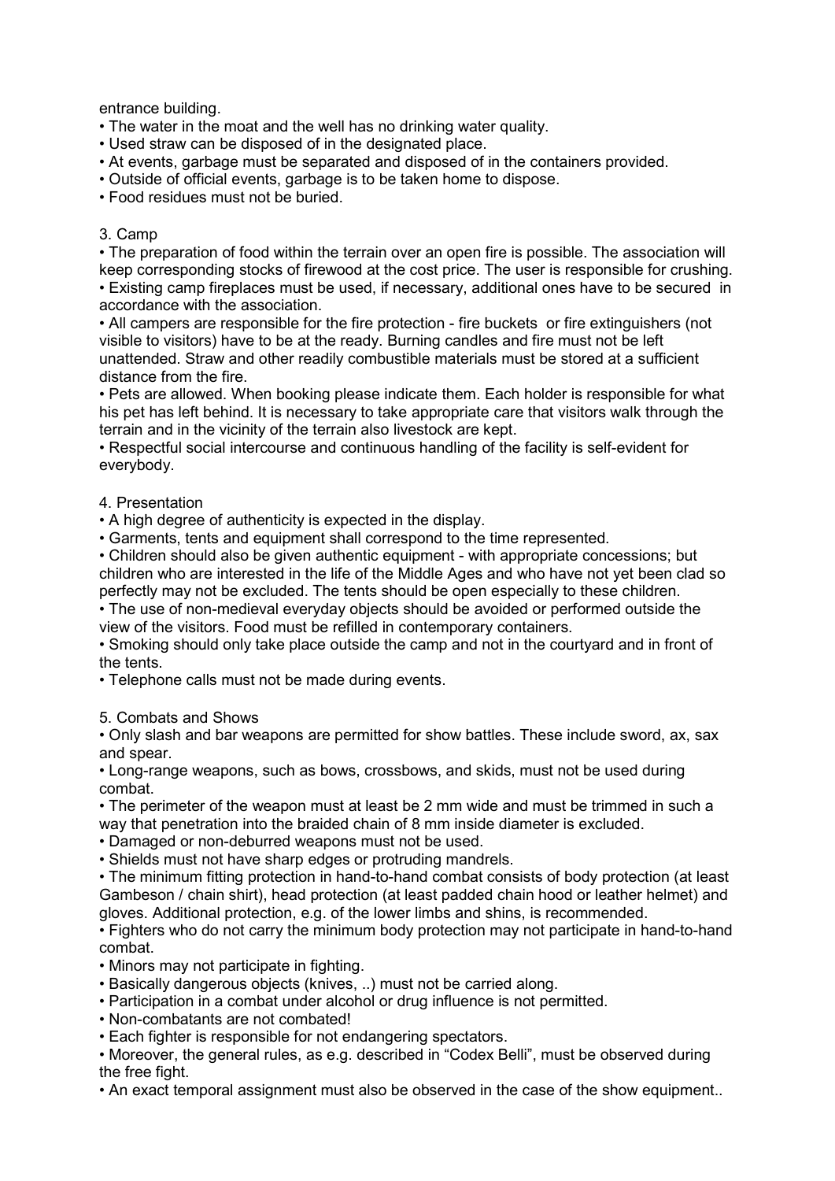entrance building.

- The water in the moat and the well has no drinking water quality.
- Used straw can be disposed of in the designated place.
- At events, garbage must be separated and disposed of in the containers provided.
- Outside of official events, garbage is to be taken home to dispose.
- Food residues must not be buried.

3. Camp

- The preparation of food within the terrain over an open fire is possible. The association will keep corresponding stocks of firewood at the cost price. The user is responsible for crushing.
- Existing camp fireplaces must be used, if necessary, additional ones have to be secured in accordance with the association.
- All campers are responsible for the fire protection - fire buckets or fire extinguishers (not visible to visitors) have to be at the ready. Burning candles and fire must not be left unattended. Straw and other readily combustible materials must be stored at a sufficient distance from the fire.
- Pets are allowed. When booking please indicate them. Each holder is responsible for what his pet has left behind. It is necessary to take appropriate care that visitors walk through the terrain and in the vicinity of the terrain also livestock are kept.
- Respectful social intercourse and continuous handling of the facility is self-evident for everybody.

4. Presentation

- A high degree of authenticity is expected in the display.
- Garments, tents and equipment shall correspond to the time represented.
- Children should also be given authentic equipment - with appropriate concessions; but children who are interested in the life of the Middle Ages and who have not yet been clad so perfectly may not be excluded. The tents should be open especially to these children.
- The use of non-medieval everyday objects should be avoided or performed outside the view of the visitors. Food must be refilled in contemporary containers.
- Smoking should only take place outside the camp and not in the courtyard and in front of the tents.
- Telephone calls must not be made during events.

5. Combats and Shows

- Only slash and bar weapons are permitted for show battles. These include sword, ax, sax and spear.
- Long-range weapons, such as bows, crossbows, and skids, must not be used during combat.
- The perimeter of the weapon must at least be 2 mm wide and must be trimmed in such a way that penetration into the braided chain of 8 mm inside diameter is excluded.
- Damaged or non-deburred weapons must not be used.
- Shields must not have sharp edges or protruding mandrels.
- The minimum fitting protection in hand-to-hand combat consists of body protection (at least Gambeson / chain shirt), head protection (at least padded chain hood or leather helmet) and gloves. Additional protection, e.g. of the lower limbs and shins, is recommended.
- Fighters who do not carry the minimum body protection may not participate in hand-to-hand combat.
- Minors may not participate in fighting.
- Basically dangerous objects (knives, ..) must not be carried along.
- Participation in a combat under alcohol or drug influence is not permitted.
- Non-combatants are not combated!
- Each fighter is responsible for not endangering spectators.
- Moreover, the general rules, as e.g. described in "Codex Belli", must be observed during the free fight.
- An exact temporal assignment must also be observed in the case of the show equipment..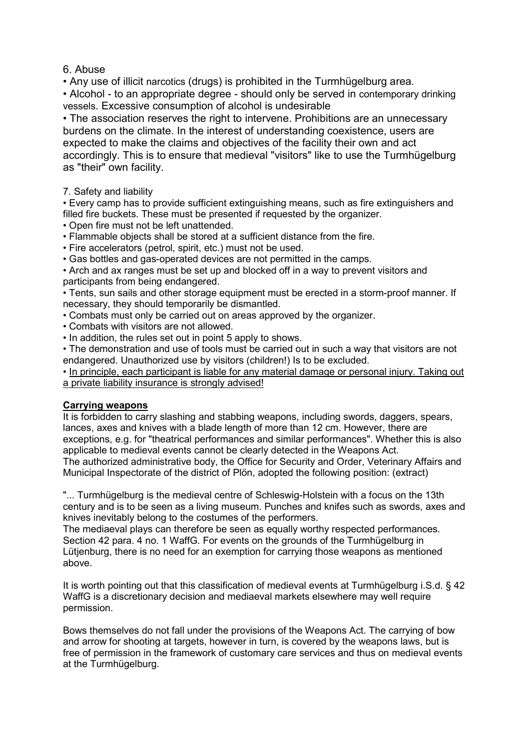6. Abuse

- Any use of illicit narcotics (drugs) is prohibited in the Turmhügelburg area.
- Alcohol - to an appropriate degree - should only be served in contemporary drinking vessels. Excessive consumption of alcohol is undesirable
- The association reserves the right to intervene. Prohibitions are an unnecessary burdens on the climate. In the interest of understanding coexistence, users are expected to make the claims and objectives of the facility their own and act accordingly. This is to ensure that medieval "visitors" like to use the Turmhügelburg as "their" own facility.

7. Safety and liability

- Every camp has to provide sufficient extinguishing means, such as fire extinguishers and filled fire buckets. These must be presented if requested by the organizer.
- Open fire must not be left unattended.
- Flammable objects shall be stored at a sufficient distance from the fire.
- Fire accelerators (petrol, spirit, etc.) must not be used.
- Gas bottles and gas-operated devices are not permitted in the camps.
- Arch and ax ranges must be set up and blocked off in a way to prevent visitors and participants from being endangered.
- Tents, sun sails and other storage equipment must be erected in a storm-proof manner. If necessary, they should temporarily be dismantled.
- Combats must only be carried out on areas approved by the organizer.
- Combats with visitors are not allowed.
- In addition, the rules set out in point 5 apply to shows.
- The demonstration and use of tools must be carried out in such a way that visitors are not endangered. Unauthorized use by visitors (children!) Is to be excluded.
- <u>In principle, each participant is liable for any material damage or personal injury. Taking out a private liability insurance is strongly advised!</u>

**<u>Carrying weapons</u>**

It is forbidden to carry slashing and stabbing weapons, including swords, daggers, spears, lances, axes and knives with a blade length of more than 12 cm. However, there are exceptions, e.g. for "theatrical performances and similar performances". Whether this is also applicable to medieval events cannot be clearly detected in the Weapons Act.
The authorized administrative body, the Office for Security and Order, Veterinary Affairs and Municipal Inspectorate of the district of Plön, adopted the following position: (extract)

"... Turmhügelburg is the medieval centre of Schleswig-Holstein with a focus on the 13th century and is to be seen as a living museum. Punches and knifes such as swords, axes and knives inevitably belong to the costumes of the performers.
The mediaeval plays can therefore be seen as equally worthy respected performances. Section 42 para. 4 no. 1 WaffG. For events on the grounds of the Turmhügelburg in Lütjenburg, there is no need for an exemption for carrying those weapons as mentioned above.

It is worth pointing out that this classification of medieval events at Turmhügelburg i.S.d. § 42 WaffG is a discretionary decision and mediaeval markets elsewhere may well require permission.

Bows themselves do not fall under the provisions of the Weapons Act. The carrying of bow and arrow for shooting at targets, however in turn, is covered by the weapons laws, but is free of permission in the framework of customary care services and thus on medieval events at the Turmhügelburg.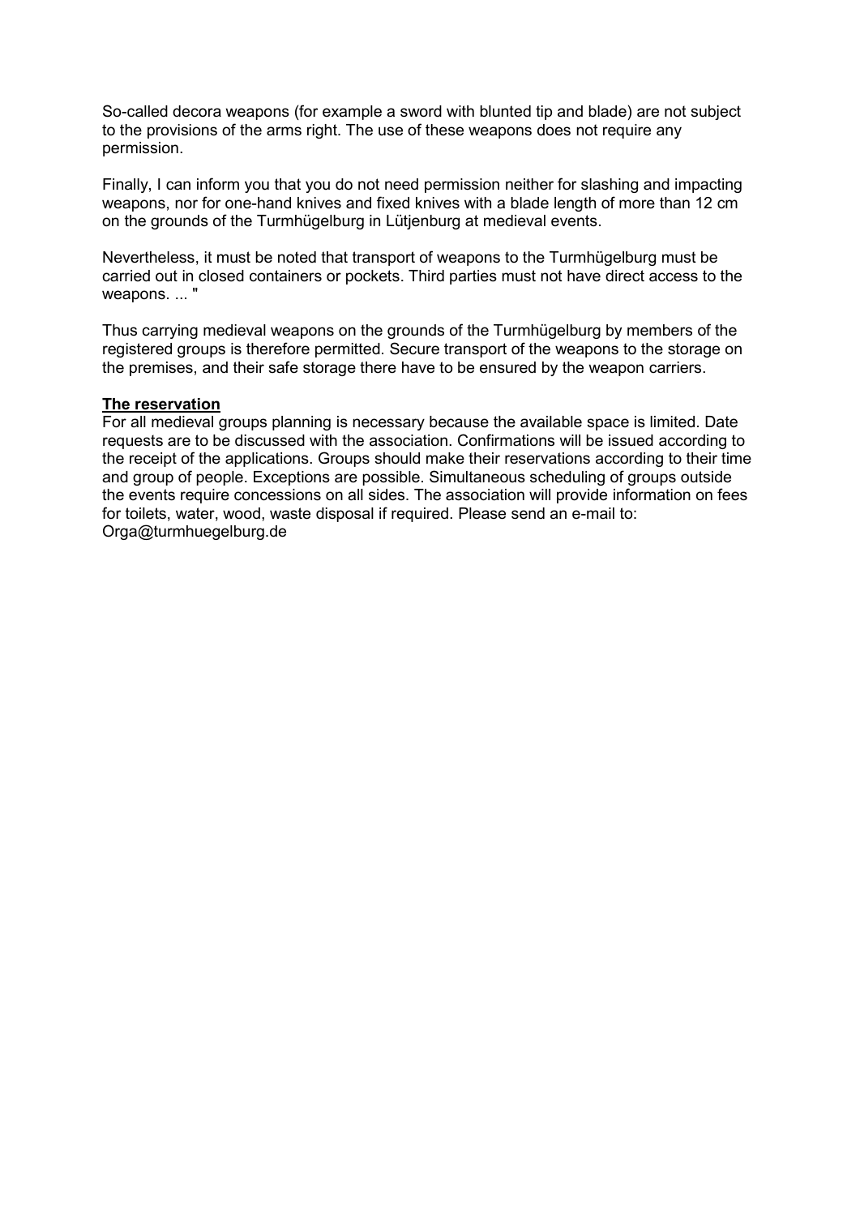So-called decora weapons (for example a sword with blunted tip and blade) are not subject to the provisions of the arms right. The use of these weapons does not require any permission.

Finally, I can inform you that you do not need permission neither for slashing and impacting weapons, nor for one-hand knives and fixed knives with a blade length of more than 12 cm on the grounds of the Turmhügelburg in Lütjenburg at medieval events.

Nevertheless, it must be noted that transport of weapons to the Turmhügelburg must be carried out in closed containers or pockets. Third parties must not have direct access to the weapons. ... "

Thus carrying medieval weapons on the grounds of the Turmhügelburg by members of the registered groups is therefore permitted. Secure transport of the weapons to the storage on the premises, and their safe storage there have to be ensured by the weapon carriers.

**<u>The reservation</u>**

For all medieval groups planning is necessary because the available space is limited. Date requests are to be discussed with the association. Confirmations will be issued according to the receipt of the applications. Groups should make their reservations according to their time and group of people. Exceptions are possible. Simultaneous scheduling of groups outside the events require concessions on all sides. The association will provide information on fees for toilets, water, wood, waste disposal if required. Please send an e-mail to: Orga@turmhuegelburg.de